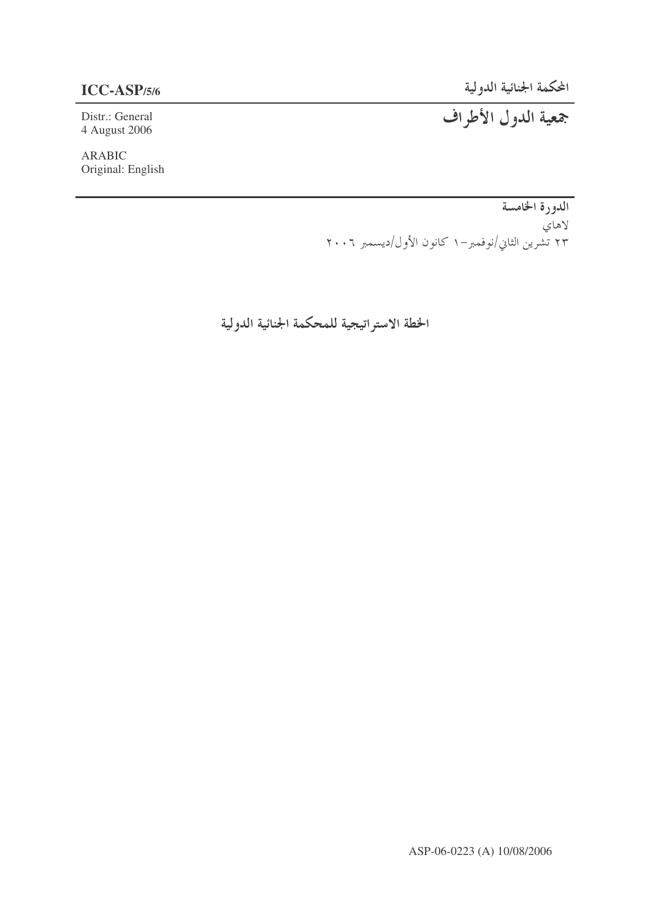**ICC-ASP/5/6**

Distr.: General
4 August 2006

ARABIC
Original: English

المحكمة الجنائية الدولية

# جمعية الدول الأطراف

**الدورة الخامسة**

لاهاي
٢٣ تشرين الثاني/نوفمبر-١ كانون الأول/ديسمبر ٢٠٠٦

## الخطة الاستراتيجية للمحكمة الجنائية الدولية

ASP-06-0223 (A) 10/08/2006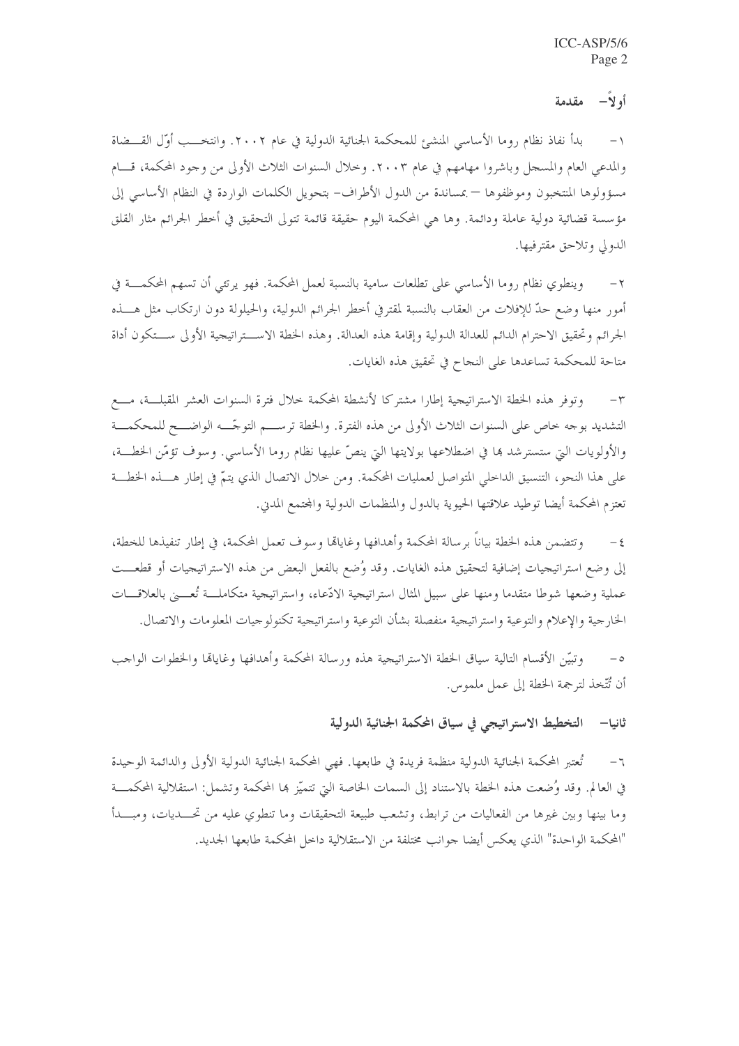## أولاً– مقدمة

١– بدأ نفاذ نظام روما الأساسي المنشئ للمحكمة الجنائية الدولية في عام ٢٠٠٢. وانتخب أوّل القضاة والمدعي العام والمسجل وباشروا مهامهم في عام ٢٠٠٣. وخلال السنوات الثلاث الأولى من وجود المحكمة، قام مسؤولوها المنتخبون وموظفوها — بمساندة من الدول الأطراف– بتحويل الكلمات الواردة في النظام الأساسي إلى مؤسسة قضائية دولية عاملة ودائمة. وها هي المحكمة اليوم حقيقة قائمة تتولى التحقيق في أخطر الجرائم مثار القلق الدولي وتلاحق مقترفيها.

٢– وينطوي نظام روما الأساسي على تطلعات سامية بالنسبة لعمل المحكمة. فهو يرتئي أن تسهم المحكمة في أمور منها وضع حدّ للإفلات من العقاب بالنسبة لمقترفي أخطر الجرائم الدولية، والحيلولة دون ارتكاب مثل هذه الجرائم وتحقيق الاحترام الدائم للعدالة الدولية وإقامة هذه العدالة. وهذه الخطة الاستراتيجية الأولى ستكون أداة متاحة للمحكمة تساعدها على النجاح في تحقيق هذه الغايات.

٣– وتوفر هذه الخطة الاستراتيجية إطارا مشتركا لأنشطة المحكمة خلال فترة السنوات العشر المقبلة، مع التشديد بوجه خاص على السنوات الثلاث الأولى من هذه الفترة. والخطة ترسم التوجّه الواضح للمحكمة والأولويات التي ستسترشد بها في اضطلاعها بولايتها التي ينصّ عليها نظام روما الأساسي. وسوف تؤمّن الخطة، على هذا النحو، التنسيق الداخلي المتواصل لعمليات المحكمة. ومن خلال الاتصال الذي يتمّ في إطار هذه الخطة تعتزم المحكمة أيضا توطيد علاقتها الحيوية بالدول والمنظمات الدولية والمجتمع المدني.

٤– وتتضمن هذه الخطة بياناً برسالة المحكمة وأهدافها وغاياتها وسوف تعمل المحكمة، في إطار تنفيذها للخطة، إلى وضع استراتيجيات إضافية لتحقيق هذه الغايات. وقد وُضع بالفعل البعض من هذه الاستراتيجيات أو قطعت عملية وضعها شوطا متقدما ومنها على سبيل المثال استراتيجية الادّعاء، واستراتيجية متكاملة تُعنى بالعلاقات الخارجية والإعلام والتوعية واستراتيجية منفصلة بشأن التوعية واستراتيجية تكنولوجيات المعلومات والاتصال.

٥– وتبيّن الأقسام التالية سياق الخطة الاستراتيجية هذه ورسالة المحكمة وأهدافها وغاياتها والخطوات الواجب أن تُتّخذ لترجمة الخطة إلى عمل ملموس.

## ثانيا– التخطيط الاستراتيجي في سياق المحكمة الجنائية الدولية

٦– تُعتبر المحكمة الجنائية الدولية منظمة فريدة في طابعها. فهي المحكمة الجنائية الدولية الأولى والدائمة الوحيدة في العالم. وقد وُضعت هذه الخطة بالاستناد إلى السمات الخاصة التي تتميّز بها المحكمة وتشمل: استقلالية المحكمة وما بينها وبين غيرها من الفعاليات من ترابط، وتشعب طبيعة التحقيقات وما تنطوي عليه من تحديات، ومبدأ "المحكمة الواحدة" الذي يعكس أيضا جوانب مختلفة من الاستقلالية داخل المحكمة طابعها الجديد.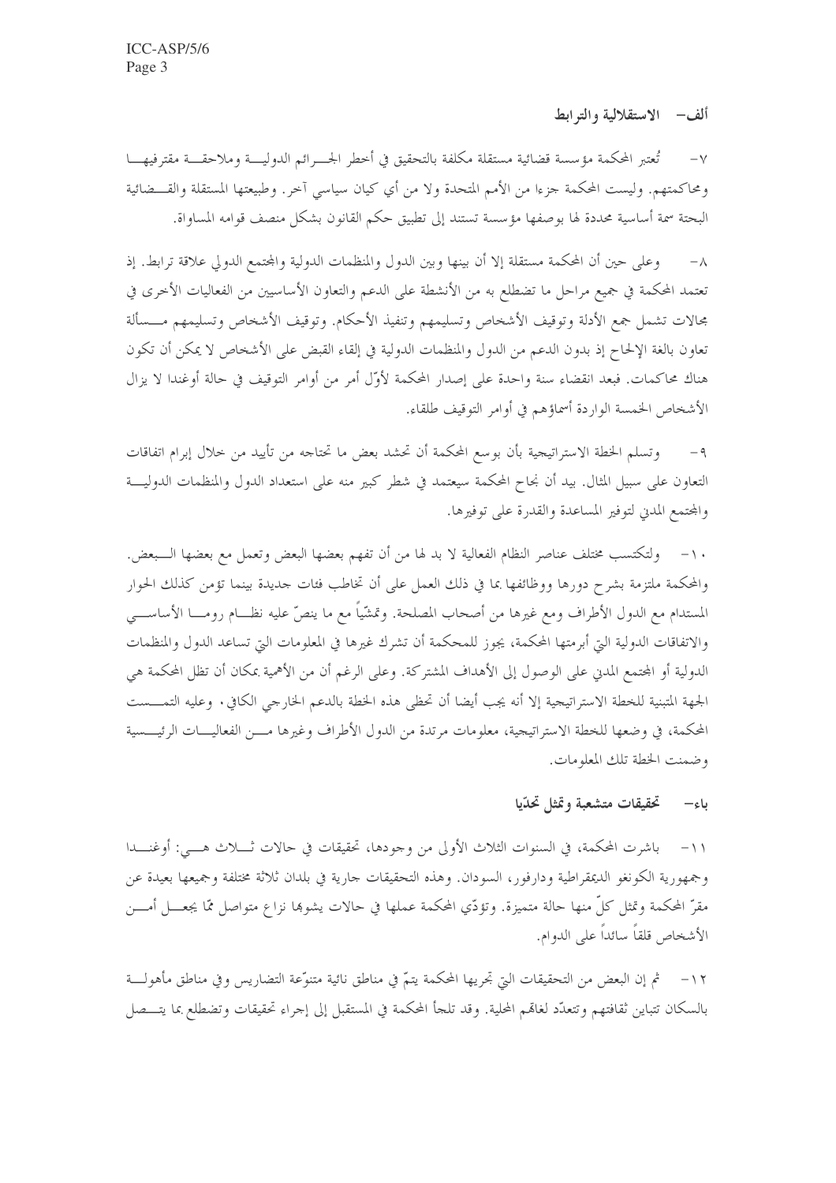## ألف– الاستقلالية والترابط

٧– تُعتبر المحكمة مؤسسة قضائية مستقلة مكلفة بالتحقيق في أخطر الجرائم الدولية وملاحقة مقترفيها ومحاكمتهم. وليست المحكمة جزءا من الأمم المتحدة ولا من أي كيان سياسي آخر. وطبيعتها المستقلة والقضائية البحتة سمة أساسية محددة لها بوصفها مؤسسة تستند إلى تطبيق حكم القانون بشكل منصف قوامه المساواة.

٨– وعلى حين أن المحكمة مستقلة إلا أن بينها وبين الدول والمنظمات الدولية والمجتمع الدولي علاقة ترابط. إذ تعتمد المحكمة في جميع مراحل ما تضطلع به من الأنشطة على الدعم والتعاون الأساسيين من الفعاليات الأخرى في مجالات تشمل جمع الأدلة وتوقيف الأشخاص وتسليمهم وتنفيذ الأحكام. وتوقيف الأشخاص وتسليمهم مسألة تعاون بالغة الإلحاح إذ بدون الدعم من الدول والمنظمات الدولية في إلقاء القبض على الأشخاص لا يمكن أن تكون هناك محاكمات. فبعد انقضاء سنة واحدة على إصدار المحكمة لأوّل أمر من أوامر التوقيف في حالة أوغندا لا يزال الأشخاص الخمسة الواردة أسماؤهم في أوامر التوقيف طلقاء.

٩– وتسلم الخطة الاستراتيجية بأن بوسع المحكمة أن تحشد بعض ما تحتاجه من تأييد من خلال إبرام اتفاقات التعاون على سبيل المثال. بيد أن نجاح المحكمة سيعتمد في شطر كبير منه على استعداد الدول والمنظمات الدولية والمجتمع المدني لتوفير المساعدة والقدرة على توفيرها.

١٠– ولتكتسب مختلف عناصر النظام الفعالية لا بد لها من أن تفهم بعضها البعض وتعمل مع بعضها البعض. والمحكمة ملتزمة بشرح دورها ووظائفها بما في ذلك العمل على أن تخاطب فئات جديدة بينما تؤمن كذلك الحوار المستدام مع الدول الأطراف ومع غيرها من أصحاب المصلحة. وتمشّياً مع ما ينصّ عليه نظام روما الأساسي والاتفاقات الدولية التي أبرمتها المحكمة، يجوز للمحكمة أن تشرك غيرها في المعلومات التي تساعد الدول والمنظمات الدولية أو المجتمع المدني على الوصول إلى الأهداف المشتركة. وعلى الرغم أن من الأهمية بمكان أن تظل المحكمة هي الجهة المتبنية للخطة الاستراتيجية إلا أنه يجب أيضا أن تحظى هذه الخطة بالدعم الخارجي الكافي. وعليه التمست المحكمة، في وضعها للخطة الاستراتيجية، معلومات مرتدة من الدول الأطراف وغيرها من الفعاليات الرئيسية وضمنت الخطة تلك المعلومات.

## باء– تحقيقات متشعبة وتمثل تحدّيا

١١– باشرت المحكمة، في السنوات الثلاث الأولى من وجودها، تحقيقات في حالات ثلاث هي: أوغندا وجمهورية الكونغو الديمقراطية ودارفور، السودان. وهذه التحقيقات جارية في بلدان ثلاثة مختلفة وجميعها بعيدة عن مقرّ المحكمة وتمثل كلٌ منها حالة متميزة. وتؤدّي المحكمة عملها في حالات يشوبها نزاع متواصل ممّا يجعل أمن الأشخاص قلقاً سائداً على الدوام.

١٢– ثم إن البعض من التحقيقات التي تجريها المحكمة يتمّ في مناطق نائية متنوّعة التضاريس وفي مناطق مأهولة بالسكان تتباين ثقافتهم وتتعدّد لغاتهم المحلية. وقد تلجأ المحكمة في المستقبل إلى إجراء تحقيقات وتضطلع بما يتصل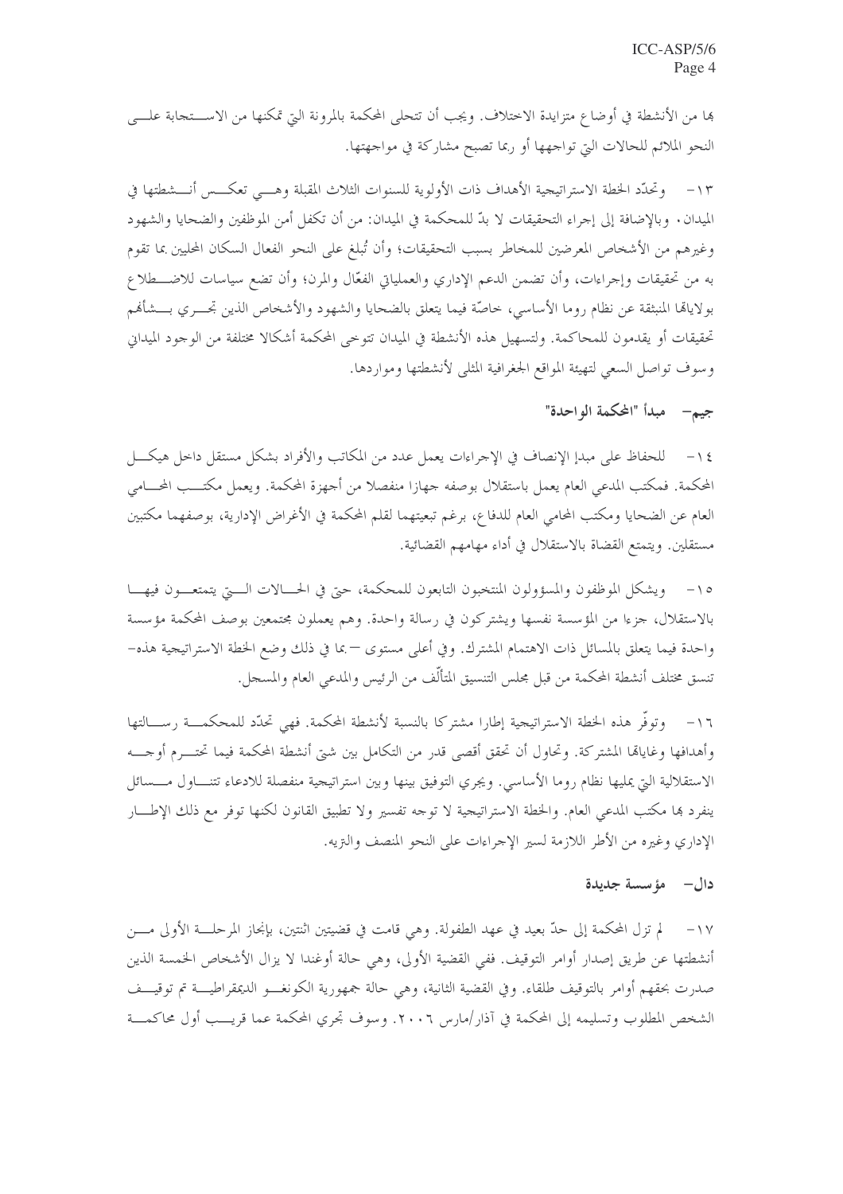بها من الأنشطة في أوضاع متزايدة الاختلاف. ويجب أن تتحلى المحكمة بالمرونة التي تمكنها من الاستجابة على النحو الملائم للحالات التي تواجهها أو ربما تصبح مشاركة في مواجهتها.

١٣- وتحدّد الخطة الاستراتيجية الأهداف ذات الأولوية للسنوات الثلاث المقبلة وهي تعكس أنشطتها في الميدان. وبالإضافة إلى إجراء التحقيقات لا بدّ للمحكمة في الميدان: من أن تكفل أمن الموظفين والضحايا والشهود وغيرهم من الأشخاص المعرضين للمخاطر بسبب التحقيقات؛ وأن تُبلغ على النحو الفعال السكان المحليين بما تقوم به من تحقيقات وإجراءات، وأن تضمن الدعم الإداري والعملياتي الفعّال والمرن؛ وأن تضع سياسات للاضطلاع بولاياتها المنبثقة عن نظام روما الأساسي، خاصّة فيما يتعلق بالضحايا والشهود والأشخاص الذين تجري بشأنهم تحقيقات أو يقدمون للمحاكمة. ولتسهيل هذه الأنشطة في الميدان تتوخى المحكمة أشكالا مختلفة من الوجود الميداني وسوف تواصل السعي لتهيئة المواقع الجغرافية المثلى لأنشطتها ومواردها.

## جيم- مبدأ "المحكمة الواحدة"

١٤- للحفاظ على مبدإ الإنصاف في الإجراءات يعمل عدد من المكاتب والأفراد بشكل مستقل داخل هيكل المحكمة. فمكتب المدعي العام يعمل باستقلال بوصفه جهازا منفصلا من أجهزة المحكمة. ويعمل مكتب المحامي العام عن الضحايا ومكتب المحامي العام للدفاع، برغم تبعيتهما لقلم المحكمة في الأغراض الإدارية، بوصفهما مكتبين مستقلين. ويتمتع القضاة بالاستقلال في أداء مهامهم القضائية.

١٥- ويشكل الموظفون والمسؤولون المنتخبون التابعون للمحكمة، حتى في الحالات التي يتمتعون فيها بالاستقلال، جزءا من المؤسسة نفسها ويشتركون في رسالة واحدة. وهم يعملون مجتمعين بوصف المحكمة مؤسسة واحدة فيما يتعلق بالمسائل ذات الاهتمام المشترك. وفي أعلى مستوى -بما في ذلك وضع الخطة الاستراتيجية هذه- تنسق مختلف أنشطة المحكمة من قبل مجلس التنسيق المتألّف من الرئيس والمدعي العام والمسجل.

١٦- وتوفّر هذه الخطة الاستراتيجية إطارا مشتركا بالنسبة لأنشطة المحكمة. فهي تحدّد للمحكمة رسالتها وأهدافها وغاياتها المشتركة. وتحاول أن تحقق أقصى قدر من التكامل بين شتى أنشطة المحكمة فيما تحترم أوجه الاستقلالية التي يمليها نظام روما الأساسي. ويجري التوفيق بينها وبين استراتيجية منفصلة للادعاء تتناول مسائل ينفرد بها مكتب المدعي العام. والخطة الاستراتيجية لا توجه تفسير ولا تطبيق القانون لكنها توفر مع ذلك الإطار الإداري وغيره من الأطر اللازمة لسير الإجراءات على النحو المنصف والنزيه.

## دال- مؤسسة جديدة

١٧- لم تزل المحكمة إلى حدّ بعيد في عهد الطفولة. وهي قامت في قضيتين اثنتين، بإنجاز المرحلة الأولى من أنشطتها عن طريق إصدار أوامر التوقيف. ففي القضية الأولى، وهي حالة أوغندا لا يزال الأشخاص الخمسة الذين صدرت بحقهم أوامر بالتوقيف طلقاء. وفي القضية الثانية، وهي حالة جمهورية الكونغو الديمقراطية تم توقيف الشخص المطلوب وتسليمه إلى المحكمة في آذار/مارس ٢٠٠٦. وسوف تجري المحكمة عما قريب أول محاكمة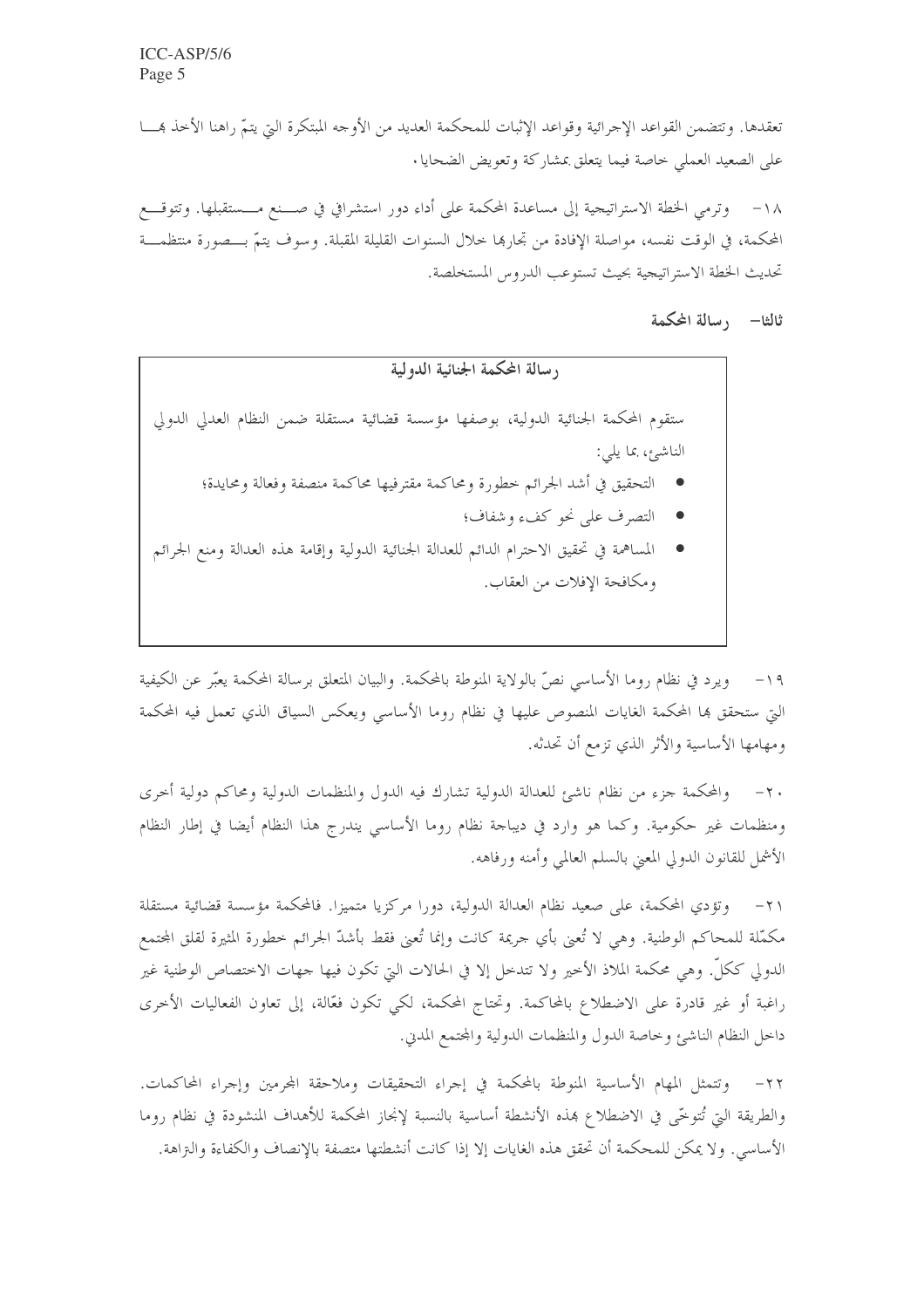تعقدها. وتتضمن القواعد الإجرائية وقواعد الإثبات للمحكمة العديد من الأوجه المبتكرة التي يتمّ راهنا الأخذ بها على الصعيد العملي خاصة فيما يتعلق بمشاركة وتعويض الضحايا.

١٨- وترمي الخطة الاستراتيجية إلى مساعدة المحكمة على أداء دور استشرافي في صنع مستقبلها. وتتوقع المحكمة، في الوقت نفسه، مواصلة الإفادة من تجاربها خلال السنوات القليلة المقبلة. وسوف يتمّ بصورة منتظمة تحديث الخطة الاستراتيجية بحيث تستوعب الدروس المستخلصة.

## ثالثا– رسالة المحكمة

**رسالة المحكمة الجنائية الدولية**

ستقوم المحكمة الجنائية الدولية، بوصفها مؤسسة قضائية مستقلة ضمن النظام العدلي الدولي الناشئ، بما يلي:

- التحقيق في أشد الجرائم خطورة ومحاكمة مقترفيها محاكمة منصفة وفعالة ومحايدة؛
- التصرف على نحو كفء وشفاف؛
- المساهمة في تحقيق الاحترام الدائم للعدالة الجنائية الدولية وإقامة هذه العدالة ومنع الجرائم ومكافحة الإفلات من العقاب.

١٩- ويرد في نظام روما الأساسي نصّ بالولاية المنوطة بالمحكمة. والبيان المتعلق برسالة المحكمة يعبّر عن الكيفية التي ستحقق بها المحكمة الغايات المنصوص عليها في نظام روما الأساسي ويعكس السياق الذي تعمل فيه المحكمة ومهامها الأساسية والأثر الذي تزمع أن تحدثه.

٢٠- والمحكمة جزء من نظام ناشئ للعدالة الدولية تشارك فيه الدول والمنظمات الدولية ومحاكم دولية أخرى ومنظمات غير حكومية. وكما هو وارد في ديباجة نظام روما الأساسي يندرج هذا النظام أيضا في إطار النظام الأشمل للقانون الدولي المعني بالسلم العالمي وأمنه ورفاهه.

٢١- وتؤدي المحكمة، على صعيد نظام العدالة الدولية، دورا مركزيا متميزا. فالمحكمة مؤسسة قضائية مستقلة مكمّلة للمحاكم الوطنية. وهي لا تُعنى بأي جريمة كانت وإنما تُعنى فقط بأشدّ الجرائم خطورة المثيرة لقلق المجتمع الدولي ككلّ. وهي محكمة الملاذ الأخير ولا تتدخل إلا في الحالات التي تكون فيها جهات الاختصاص الوطنية غير راغبة أو غير قادرة على الاضطلاع بالمحاكمة. وتحتاج المحكمة، لكي تكون فعّالة، إلى تعاون الفعاليات الأخرى داخل النظام الناشئ وخاصة الدول والمنظمات الدولية والمجتمع المدني.

٢٢- وتتمثل المهام الأساسية المنوطة بالمحكمة في إجراء التحقيقات وملاحقة المجرمين وإجراء المحاكمات. والطريقة التي تُتوخّى في الاضطلاع بهذه الأنشطة أساسية بالنسبة لإنجاز المحكمة للأهداف المنشودة في نظام روما الأساسي. ولا يمكن للمحكمة أن تحقق هذه الغايات إلا إذا كانت أنشطتها متصفة بالإنصاف والكفاءة والنزاهة.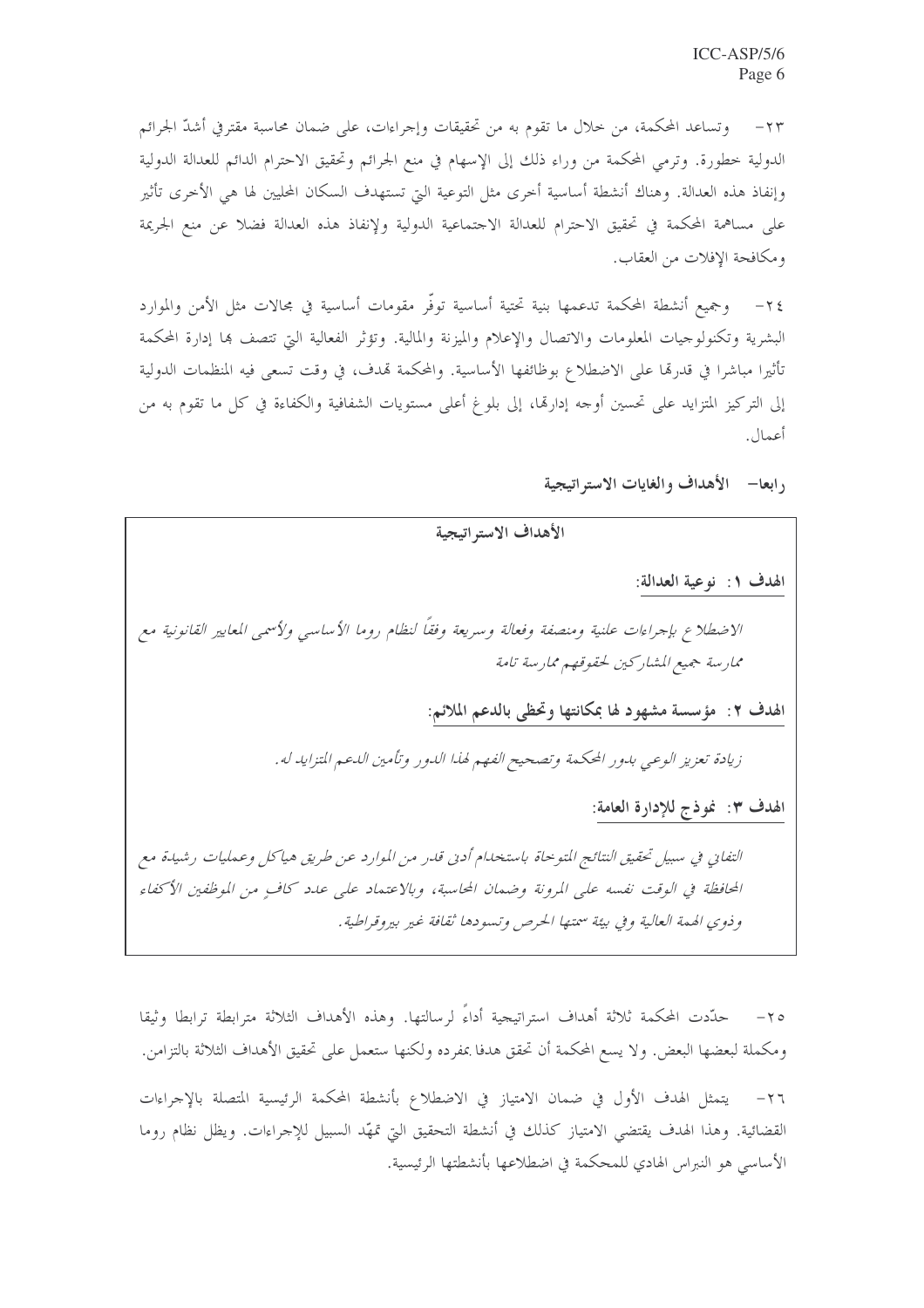٢٣- وتساعد المحكمة، من خلال ما تقوم به من تحقيقات وإجراءات، على ضمان محاسبة مقترفي أشدّ الجرائم الدولية خطورة. وترمي المحكمة من وراء ذلك إلى الإسهام في منع الجرائم وتحقيق الاحترام الدائم للعدالة الدولية وإنفاذ هذه العدالة. وهناك أنشطة أساسية أخرى مثل التوعية التي تستهدف السكان المحليين لها هي الأخرى تأثير على مساهمة المحكمة في تحقيق الاحترام للعدالة الاجتماعية الدولية ولإنفاذ هذه العدالة فضلا عن منع الجريمة ومكافحة الإفلات من العقاب.

٢٤- وجميع أنشطة المحكمة تدعمها بنية تحتية أساسية توفّر مقومات أساسية في مجالات مثل الأمن والموارد البشرية وتكنولوجيات المعلومات والاتصال والإعلام والميزنة والمالية. وتؤثر الفعالية التي تتصف بها إدارة المحكمة تأثيرا مباشرا في قدرتها على الاضطلاع بوظائفها الأساسية. والمحكمة تهدف، في وقت تسعى فيه المنظمات الدولية إلى التركيز المتزايد على تحسين أوجه إدارتها، إلى بلوغ أعلى مستويات الشفافية والكفاءة في كل ما تقوم به من أعمال.

## رابعا- الأهداف والغايات الاستراتيجية

**الأهداف الاستراتيجية**

**الهدف ١: نوعية العدالة:**

*الاضطلاع بإجراءات علنية ومنصفة وفعالة وسريعة وفقاً لنظام روما الأساسي ولأسمى المعايير القانونية مع ممارسة جميع المشاركين لحقوقهم ممارسة تامة*

**الهدف ٢: مؤسسة مشهود لها بمكانتها وتحظى بالدعم الملائم:**

*زيادة تعزيز الوعي بدور المحكمة وتصحيح الفهم لهذا الدور وتأمين الدعم المتزايد له.*

**الهدف ٣: نموذج للإدارة العامة:**

*التفاني في سبيل تحقيق النتائج المتوخاة باستخدام أدنى قدر من الموارد عن طريق هياكل وعمليات رشيدة مع المحافظة في الوقت نفسه على المرونة وضمان المحاسبة، وبالاعتماد على عدد كافٍ من الموظفين الأكفاء وذوي الهمة العالية وفي بيئة سمتها الحرص وتسودها ثقافة غير بيروقراطية.*

٢٥- حدّدت المحكمة ثلاثة أهداف استراتيجية أداءً لرسالتها. وهذه الأهداف الثلاثة مترابطة ترابطا وثيقا ومكملة لبعضها البعض. ولا يسع المحكمة أن تحقق هدفا بمفرده ولكنها ستعمل على تحقيق الأهداف الثلاثة بالتزامن.

٢٦- يتمثل الهدف الأول في ضمان الامتياز في الاضطلاع بأنشطة المحكمة الرئيسية المتصلة بالإجراءات القضائية. وهذا الهدف يقتضي الامتياز كذلك في أنشطة التحقيق التي تمهّد السبيل للإجراءات. ويظل نظام روما الأساسي هو النبراس الهادي للمحكمة في اضطلاعها بأنشطتها الرئيسية.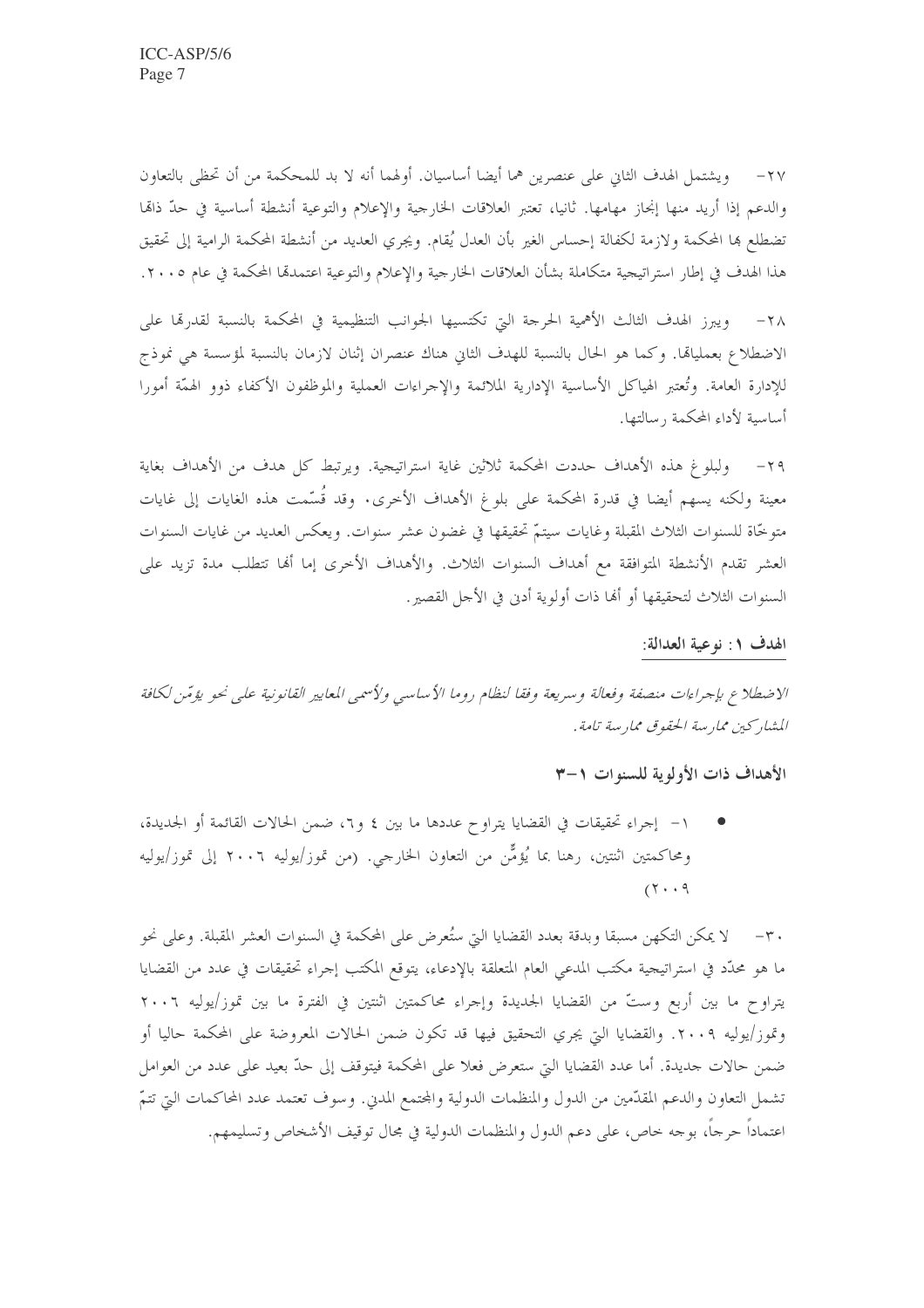٢٧- ويشتمل الهدف الثاني على عنصرين هما أيضا أساسيان. أولهما أنه لا بد للمحكمة من أن تحظى بالتعاون والدعم إذا أريد منها إنجاز مهامها. ثانيا، تعتبر العلاقات الخارجية والإعلام والتوعية أنشطة أساسية في حدّ ذاتها تضطلع بها المحكمة ولازمة لكفالة إحساس الغير بأن العدل يُقام. ويجري العديد من أنشطة المحكمة الرامية إلى تحقيق هذا الهدف في إطار استراتيجية متكاملة بشأن العلاقات الخارجية والإعلام والتوعية اعتمدتها المحكمة في عام ٢٠٠٥.

٢٨- ويبرز الهدف الثالث الأهمية الحرجة التي تكتسيها الجوانب التنظيمية في المحكمة بالنسبة لقدرتها على الاضطلاع بعملياتها. وكما هو الحال بالنسبة للهدف الثاني هناك عنصران إثنان لازمان بالنسبة لمؤسسة هي نموذج للإدارة العامة. وتُعتبر الهياكل الأساسية الإدارية الملائمة والإجراءات العملية والموظفون الأكفاء ذوو الهمّة أمورا أساسية لأداء المحكمة رسالتها.

٢٩- ولبلوغ هذه الأهداف حددت المحكمة ثلاثين غاية استراتيجية. ويرتبط كل هدف من الأهداف بغاية معينة ولكنه يسهم أيضا في قدرة المحكمة على بلوغ الأهداف الأخرى. وقد قُسّمت هذه الغايات إلى غايات متوخّاة للسنوات الثلاث المقبلة وغايات سيتمّ تحقيقها في غضون عشر سنوات. ويعكس العديد من غايات السنوات العشر تقدم الأنشطة المتوافقة مع أهداف السنوات الثلاث. والأهداف الأخرى إما أنها تتطلب مدة تزيد على السنوات الثلاث لتحقيقها أو أنها ذات أولوية أدنى في الأجل القصير.

**الهدف ١: نوعية العدالة:**

*الاضطلاع بإجراءات منصفة وفعالة وسريعة وفقا لنظام روما الأساسي ولأسمى المعايير القانونية على نحو يؤمّن لكافة المشاركين ممارسة الحقوق ممارسة تامة.*

**الأهداف ذات الأولوية للسنوات ١-٣**

- ١- إجراء تحقيقات في القضايا يتراوح عددها ما بين ٤ و٦، ضمن الحالات القائمة أو الجديدة، ومحاكمتين اثنتين، رهنا بما يُؤمِّن من التعاون الخارجي. (من تموز/يوليه ٢٠٠٦ إلى تموز/يوليه ٢٠٠٩)

٣٠- لا يمكن التكهن مسبقا وبدقة بعدد القضايا التي ستُعرض على المحكمة في السنوات العشر المقبلة. وعلى نحو ما هو محدّد في استراتيجية مكتب المدعي العام المتعلقة بالإدعاء، يتوقع المكتب إجراء تحقيقات في عدد من القضايا يتراوح ما بين أربع وستّ من القضايا الجديدة وإجراء محاكمتين اثنتين في الفترة ما بين تموز/يوليه ٢٠٠٦ وتموز/يوليه ٢٠٠٩. والقضايا التي يجري التحقيق فيها قد تكون ضمن الحالات المعروضة على المحكمة حاليا أو ضمن حالات جديدة. أما عدد القضايا التي ستعرض فعلا على المحكمة فيتوقف إلى حدّ بعيد على عدد من العوامل تشمل التعاون والدعم المقدّمين من الدول والمنظمات الدولية والمجتمع المدني. وسوف تعتمد عدد المحاكمات التي تتمّ اعتماداً حرجاً، بوجه خاص، على دعم الدول والمنظمات الدولية في مجال توقيف الأشخاص وتسليمهم.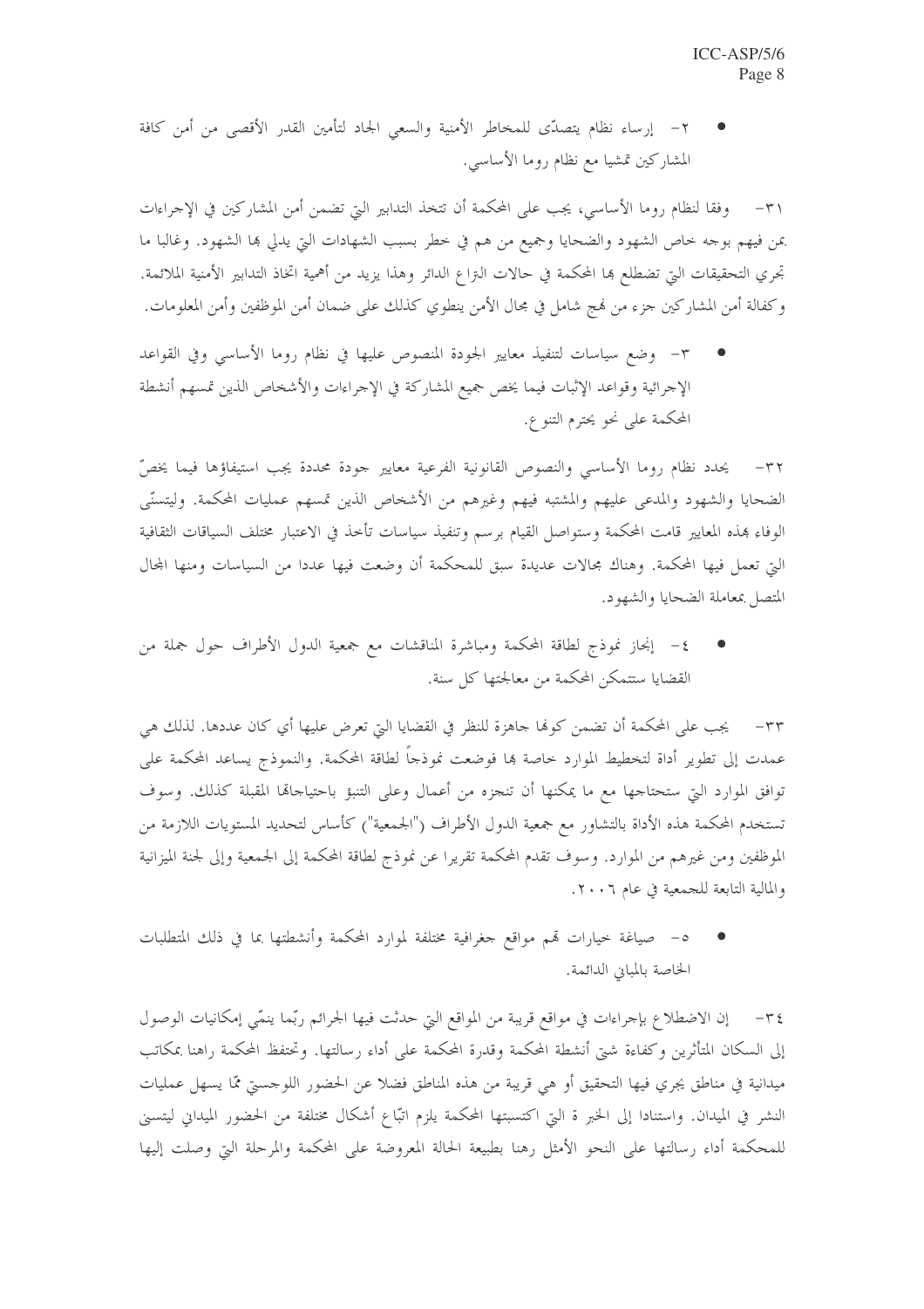- ٢- إرساء نظام يتصدّى للمخاطر الأمنية والسعي الجاد لتأمين القدر الأقصى من أمن كافة المشاركين تمشيا مع نظام روما الأساسي.

٣١- وفقا لنظام روما الأساسي، يجب على المحكمة أن تتخذ التدابير التي تضمن أمن المشاركين في الإجراءات بمن فيهم بوجه خاص الشهود والضحايا وجميع من هم في خطر بسبب الشهادات التي يدلي بها الشهود. وغالبا ما تجري التحقيقات التي تضطلع بها المحكمة في حالات النزاع الدائر وهذا يزيد من أهمية اتخاذ التدابير الأمنية الملائمة. وكفالة أمن المشاركين جزء من نهج شامل في مجال الأمن ينطوي كذلك على ضمان أمن الموظفين وأمن المعلومات.

- ٣- وضع سياسات لتنفيذ معايير الجودة المنصوص عليها في نظام روما الأساسي وفي القواعد الإجرائية وقواعد الإثبات فيما يخص جميع المشاركة في الإجراءات والأشخاص الذين تمسهم أنشطة المحكمة على نحو يحترم التنوع.

٣٢- يحدد نظام روما الأساسي والنصوص القانونية الفرعية معايير جودة محددة يجب استيفاؤها فيما يخصّ الضحايا والشهود والمدعى عليهم والمشتبه فيهم وغيرهم من الأشخاص الذين تمسهم عمليات المحكمة. وليتسنّى الوفاء بهذه المعايير قامت المحكمة وستواصل القيام برسم وتنفيذ سياسات تأخذ في الاعتبار مختلف السياقات الثقافية التي تعمل فيها المحكمة. وهناك مجالات عديدة سبق للمحكمة أن وضعت فيها عددا من السياسات ومنها المجال المتصل بمعاملة الضحايا والشهود.

- ٤- إنجاز نموذج لطاقة المحكمة ومباشرة المناقشات مع جمعية الدول الأطراف حول جملة من القضايا ستتمكن المحكمة من معالجتها كل سنة.

٣٣- يجب على المحكمة أن تضمن كونها جاهزة للنظر في القضايا التي تعرض عليها أي كان عددها. لذلك هي عمدت إلى تطوير أداة لتخطيط الموارد خاصة بها فوضعت نموذجاً لطاقة المحكمة. والنموذج يساعد المحكمة على توافق الموارد التي ستحتاجها مع ما يمكنها أن تنجزه من أعمال وعلى التنبؤ باحتياجاتها المقبلة كذلك. وسوف تستخدم المحكمة هذه الأداة بالتشاور مع جمعية الدول الأطراف ("الجمعية") كأساس لتحديد المستويات اللازمة من الموظفين ومن غيرهم من الموارد. وسوف تقدم المحكمة تقريرا عن نموذج لطاقة المحكمة إلى الجمعية وإلى لجنة الميزانية والمالية التابعة للجمعية في عام ٢٠٠٦.

- ٥- صياغة خيارات تهم مواقع جغرافية مختلفة لموارد المحكمة وأنشطتها بما في ذلك المتطلبات الخاصة بالمباني الدائمة.

٣٤- إن الاضطلاع بإجراءات في مواقع قريبة من المواقع التي حدثت فيها الجرائم ربّما ينمّي إمكانيات الوصول إلى السكان المتأثرين وكفاءة شتى أنشطة المحكمة وقدرة المحكمة على أداء رسالتها. وتحتفظ المحكمة راهنا بمكاتب ميدانية في مناطق يجري فيها التحقيق أو هي قريبة من هذه المناطق فضلا عن الحضور اللوجستي ممّا يسهل عمليات النشر في الميدان. واستنادا إلى الخبرة التي اكتسبتها المحكمة يلزم اتبّاع أشكال مختلفة من الحضور الميداني ليتسنى للمحكمة أداء رسالتها على النحو الأمثل رهنا بطبيعة الحالة المعروضة على المحكمة والمرحلة التي وصلت إليها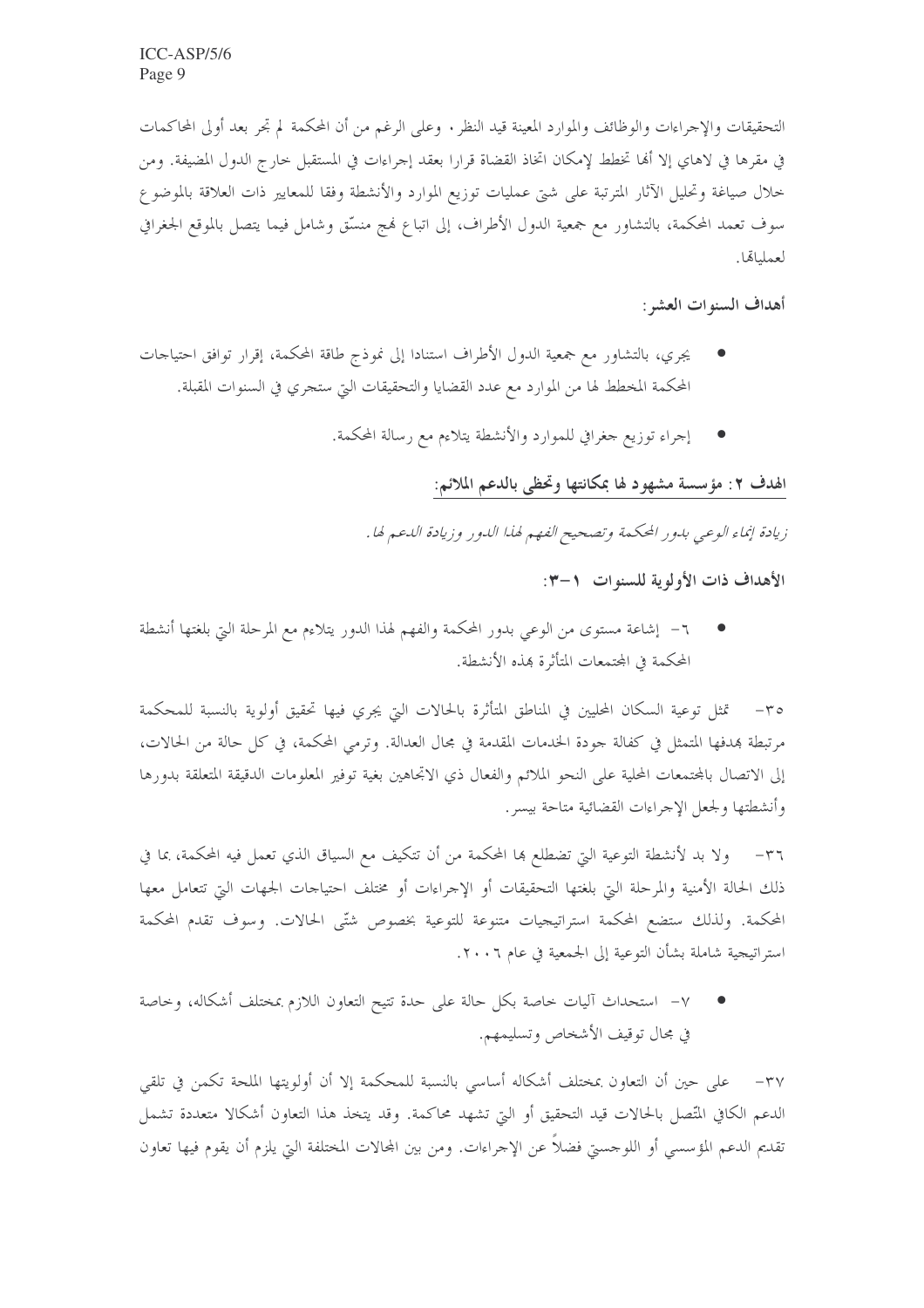التحقيقات والإجراءات والوظائف والموارد المعينة قيد النظر. وعلى الرغم من أن المحكمة لم تجر بعد أولى المحاكمات في مقرها في لاهاي إلا أنها تخطط لإمكان اتخاذ القضاة قرارا بعقد إجراءات في المستقبل خارج الدول المضيفة. ومن خلال صياغة وتحليل الآثار المترتبة على شتى عمليات توزيع الموارد والأنشطة وفقا للمعايير ذات العلاقة بالموضوع سوف تعمد المحكمة، بالتشاور مع جمعية الدول الأطراف، إلى اتباع نهج منسّق وشامل فيما يتصل بالموقع الجغرافي لعملياتها.

أهداف السنوات العشر:

- يجري، بالتشاور مع جمعية الدول الأطراف استنادا إلى نموذج طاقة المحكمة، إقرار توافق احتياجات المحكمة المخطط لها من الموارد مع عدد القضايا والتحقيقات التي ستجري في السنوات المقبلة.
- إجراء توزيع جغرافي للموارد والأنشطة يتلاءم مع رسالة المحكمة.

## الهدف ٢: مؤسسة مشهود لها بمكانتها وتحظى بالدعم الملائم:

*زيادة إنماء الوعي بدور المحكمة وتصحيح الفهم لهذا الدور وزيادة الدعم لها.*

### الأهداف ذات الأولوية للسنوات ١-٣:

- ٦- إشاعة مستوى من الوعي بدور المحكمة والفهم لهذا الدور يتلاءم مع المرحلة التي بلغتها أنشطة المحكمة في المجتمعات المتأثرة بهذه الأنشطة.

٣٥- تمثل توعية السكان المحليين في المناطق المتأثرة بالحالات التي يجري فيها تحقيق أولوية بالنسبة للمحكمة مرتبطة بهدفها المتمثل في كفالة جودة الخدمات المقدمة في مجال العدالة. وترمي المحكمة، في كل حالة من الحالات، إلى الاتصال بالمجتمعات المحلية على النحو الملائم والفعال ذي الاتجاهين بغية توفير المعلومات الدقيقة المتعلقة بدورها وأنشطتها ولجعل الإجراءات القضائية متاحة بيسر.

٣٦- ولا بد لأنشطة التوعية التي تضطلع بها المحكمة من أن تتكيف مع السياق الذي تعمل فيه المحكمة، بما في ذلك الحالة الأمنية والمرحلة التي بلغتها التحقيقات أو الإجراءات أو مختلف احتياجات الجهات التي تتعامل معها المحكمة. ولذلك ستضع المحكمة استراتيجيات متنوعة للتوعية بخصوص شتّى الحالات. وسوف تقدم المحكمة استراتيجية شاملة بشأن التوعية إلى الجمعية في عام ٢٠٠٦.

- ٧- استحداث آليات خاصة بكل حالة على حدة تتيح التعاون اللازم بمختلف أشكاله، وخاصة في مجال توقيف الأشخاص وتسليمهم.

٣٧- على حين أن التعاون بمختلف أشكاله أساسي بالنسبة للمحكمة إلا أن أولويتها الملحة تكمن في تلقي الدعم الكافي المتّصل بالحالات قيد التحقيق أو التي تشهد محاكمة. وقد يتخذ هذا التعاون أشكالا متعددة تشمل تقديم الدعم المؤسسي أو اللوجستي فضلاً عن الإجراءات. ومن بين المجالات المختلفة التي يلزم أن يقوم فيها تعاون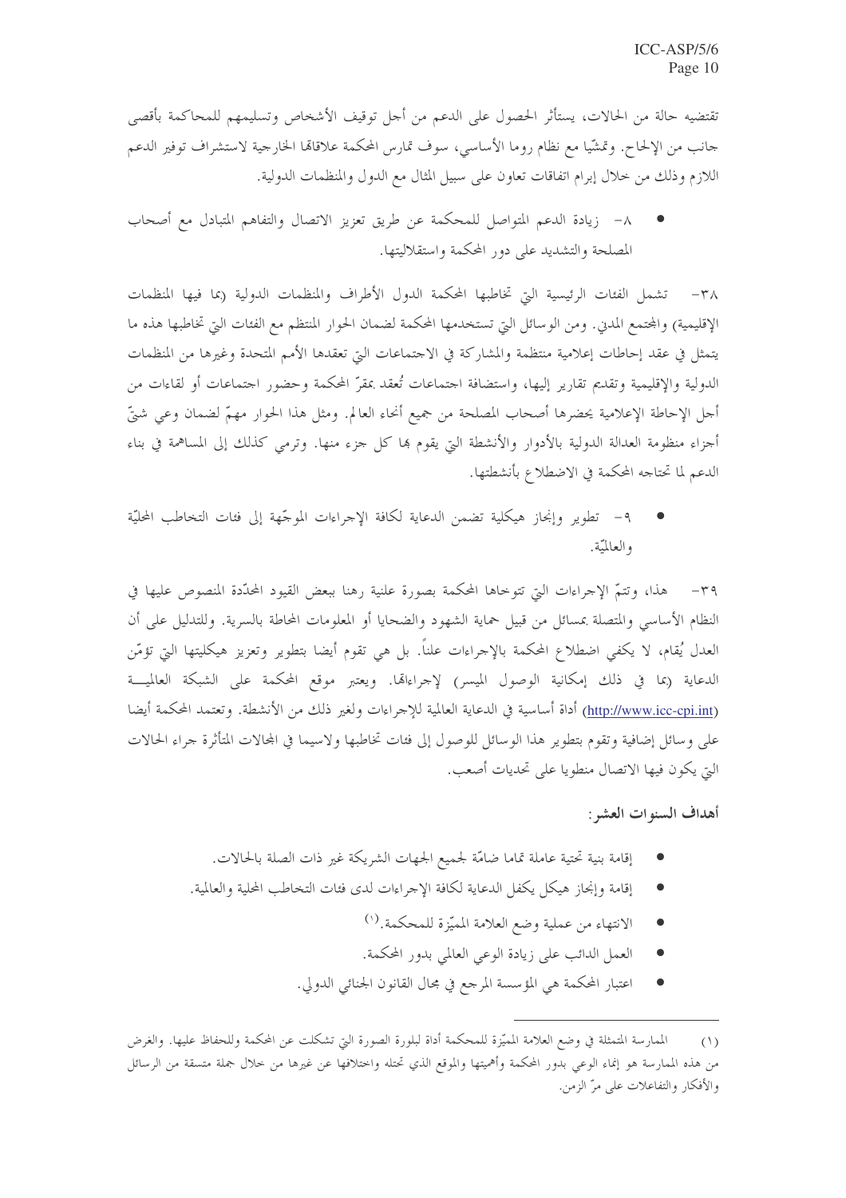تقتضيه حالة من الحالات، يستأثر الحصول على الدعم من أجل توقيف الأشخاص وتسليمهم للمحاكمة بأقصى جانب من الإلحاح. وتمشّيا مع نظام روما الأساسي، سوف تمارس المحكمة علاقاتها الخارجية لاستشراف توفير الدعم اللازم وذلك من خلال إبرام اتفاقات تعاون على سبيل المثال مع الدول والمنظمات الدولية.

- ٨- زيادة الدعم المتواصل للمحكمة عن طريق تعزيز الاتصال والتفاهم المتبادل مع أصحاب المصلحة والتشديد على دور المحكمة واستقلاليتها.

٣٨- تشمل الفئات الرئيسية التي تخاطبها المحكمة الدول الأطراف والمنظمات الدولية (بما فيها المنظمات الإقليمية) والمجتمع المدني. ومن الوسائل التي تستخدمها المحكمة لضمان الحوار المنتظم مع الفئات التي تخاطبها هذه ما يتمثل في عقد إحاطات إعلامية منتظمة والمشاركة في الاجتماعات التي تعقدها الأمم المتحدة وغيرها من المنظمات الدولية والإقليمية وتقديم تقارير إليها، واستضافة اجتماعات تُعقد بمقرّ المحكمة وحضور اجتماعات أو لقاءات من أجل الإحاطة الإعلامية يحضرها أصحاب المصلحة من جميع أنحاء العالم. ومثل هذا الحوار مهمّ لضمان وعي شتّى أجزاء منظومة العدالة الدولية بالأدوار والأنشطة التي يقوم بها كل جزء منها. وترمي كذلك إلى المساهمة في بناء الدعم لما تحتاجه المحكمة في الاضطلاع بأنشطتها.

- ٩- تطوير وإنجاز هيكلية تضمن الدعاية لكافة الإجراءات الموجّهة إلى فئات التخاطب المحليّة والعالميّة.

٣٩- هذا، وتتمّ الإجراءات التي تتوخاها المحكمة بصورة علنية رهنا ببعض القيود المحدّدة المنصوص عليها في النظام الأساسي والمتصلة بمسائل من قبيل حماية الشهود والضحايا أو المعلومات المحاطة بالسرية. وللتدليل على أن العدل يُقام، لا يكفي اضطلاع المحكمة بالإجراءات علناً. بل هي تقوم أيضا بتطوير وتعزيز هيكليتها التي تؤمّن الدعاية (بما في ذلك إمكانية الوصول الميسر) لإجراءاتها. ويعتبر موقع المحكمة على الشبكة العالميـــة (http://www.icc-cpi.int) أداة أساسية في الدعاية العالمية للإجراءات ولغير ذلك من الأنشطة. وتعتمد المحكمة أيضا على وسائل إضافية وتقوم بتطوير هذا الوسائل للوصول إلى فئات تخاطبها ولاسيما في المجالات المتأثرة جراء الحالات التي يكون فيها الاتصال منطويا على تحديات أصعب.

**أهداف السنوات العشر:**

- إقامة بنية تحتية عاملة تماما ضامّة لجميع الجهات الشريكة غير ذات الصلة بالحالات.
- إقامة وإنجاز هيكل يكفل الدعاية لكافة الإجراءات لدى فئات التخاطب المحلية والعالمية.
- الانتهاء من عملية وضع العلامة المميّزة للمحكمة.[1]
- العمل الدائب على زيادة الوعي العالمي بدور المحكمة.
- اعتبار المحكمة هي المؤسسة المرجع في مجال القانون الجنائي الدولي.

---

(١) الممارسة المتمثلة في وضع العلامة المميّزة للمحكمة أداة لبلورة الصورة التي تشكلت عن المحكمة وللحفاظ عليها. والغرض من هذه الممارسة هو إنماء الوعي بدور المحكمة وأهميتها والموقع الذي تحتله واختلافها عن غيرها من خلال جملة متسقة من الرسائل والأفكار والتفاعلات على مرّ الزمن.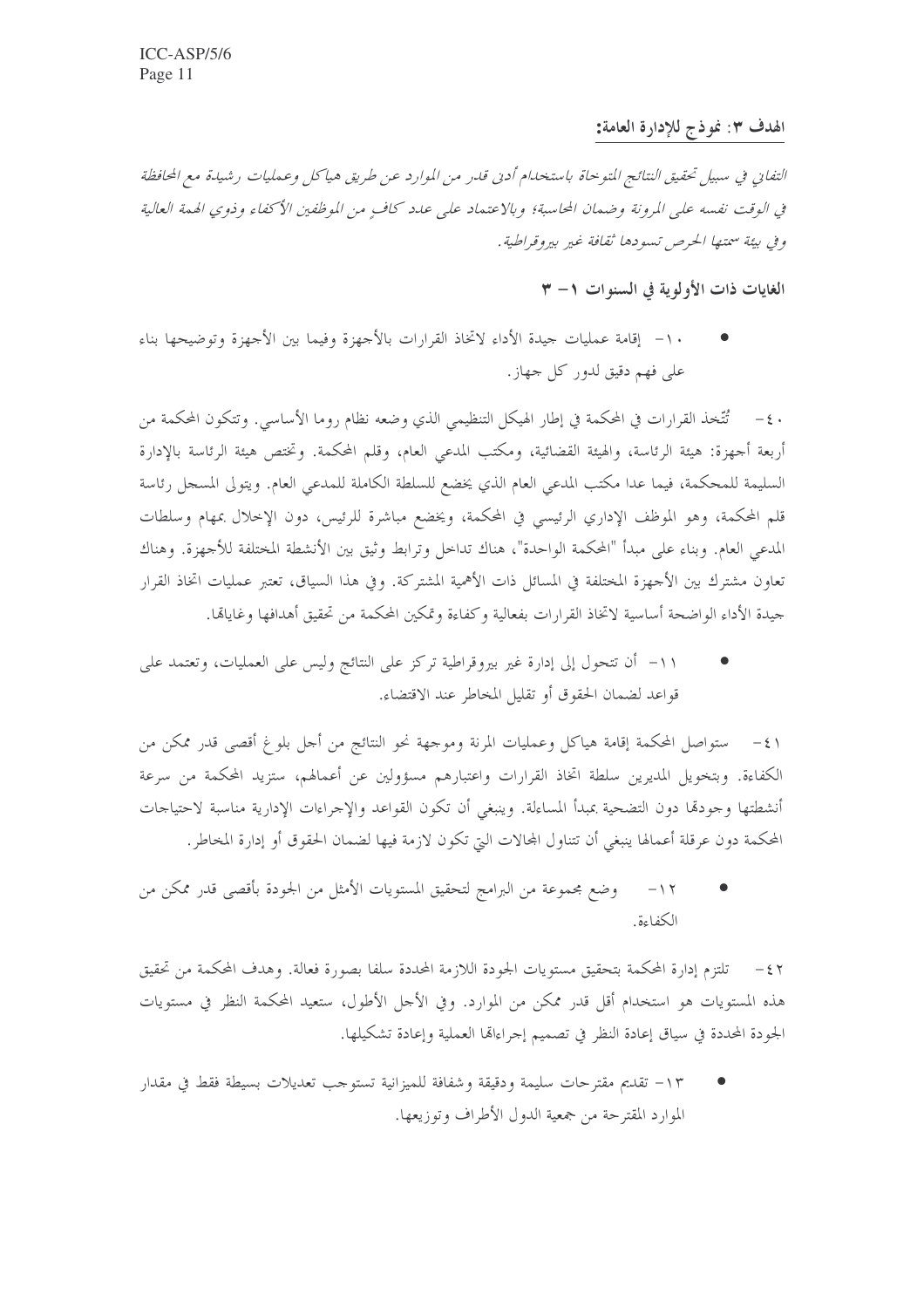## الهدف ٣: نموذج للإدارة العامة:

*التفاني في سبيل تحقيق النتائج المتوخاة باستخدام أدنى قدر من الموارد عن طريق هياكل وعمليات رشيدة مع المحافظة في الوقت نفسه على المرونة وضمان المحاسبة؛ وبالاعتماد على عدد كافٍ من الموظفين الأكفاء وذوي الهمة العالية وفي بيئة سمتها الحرص تسودها ثقافة غير بيروقراطية.*

### الغايات ذات الأولوية في السنوات ١ – ٣

- ١٠- إقامة عمليات جيدة الأداء لاتخاذ القرارات بالأجهزة وفيما بين الأجهزة وتوضيحها بناء على فهم دقيق لدور كل جهاز.

٤٠- تُتخذ القرارات في المحكمة في إطار الهيكل التنظيمي الذي وضعه نظام روما الأساسي. وتتكون المحكمة من أربعة أجهزة: هيئة الرئاسة، والهيئة القضائية، ومكتب المدعي العام، وقلم المحكمة. وتختص هيئة الرئاسة بالإدارة السليمة للمحكمة، فيما عدا مكتب المدعي العام الذي يخضع للسلطة الكاملة للمدعي العام. ويتولى المسجل رئاسة قلم المحكمة، وهو الموظف الإداري الرئيسي في المحكمة، ويخضع مباشرة للرئيس، دون الإخلال بمهام وسلطات المدعي العام. وبناء على مبدأ "المحكمة الواحدة"، هناك تداخل وترابط وثيق بين الأنشطة المختلفة للأجهزة. وهناك تعاون مشترك بين الأجهزة المختلفة في المسائل ذات الأهمية المشتركة. وفي هذا السياق، تعتبر عمليات اتخاذ القرار جيدة الأداء الواضحة أساسية لاتخاذ القرارات بفعالية وكفاءة وتمكين المحكمة من تحقيق أهدافها وغاياتها.

- ١١- أن تتحول إلى إدارة غير بيروقراطية تركز على النتائج وليس على العمليات، وتعتمد على قواعد لضمان الحقوق أو تقليل المخاطر عند الاقتضاء.

٤١- ستواصل المحكمة إقامة هياكل وعمليات المرنة وموجهة نحو النتائج من أجل بلوغ أقصى قدر ممكن من الكفاءة. وبتخويل المديرين سلطة اتخاذ القرارات واعتبارهم مسؤولين عن أعمالهم، ستزيد المحكمة من سرعة أنشطتها وجودتها دون التضحية بمبدأ المساءلة. وينبغي أن تكون القواعد والإجراءات الإدارية مناسبة لاحتياجات المحكمة دون عرقلة أعمالها ينبغي أن تتناول المجالات التي تكون لازمة فيها لضمان الحقوق أو إدارة المخاطر.

- ١٢- وضع مجموعة من البرامج لتحقيق المستويات الأمثل من الجودة بأقصى قدر ممكن من الكفاءة.

٤٢- تلتزم إدارة المحكمة بتحقيق مستويات الجودة اللازمة المحددة سلفا بصورة فعالة. وهدف المحكمة من تحقيق هذه المستويات هو استخدام أقل قدر ممكن من الموارد. وفي الأجل الأطول، ستعيد المحكمة النظر في مستويات الجودة المحددة في سياق إعادة النظر في تصميم إجراءاتها العملية وإعادة تشكيلها.

- ١٣- تقديم مقترحات سليمة ودقيقة وشفافة للميزانية تستوجب تعديلات بسيطة فقط في مقدار الموارد المقترحة من جمعية الدول الأطراف وتوزيعها.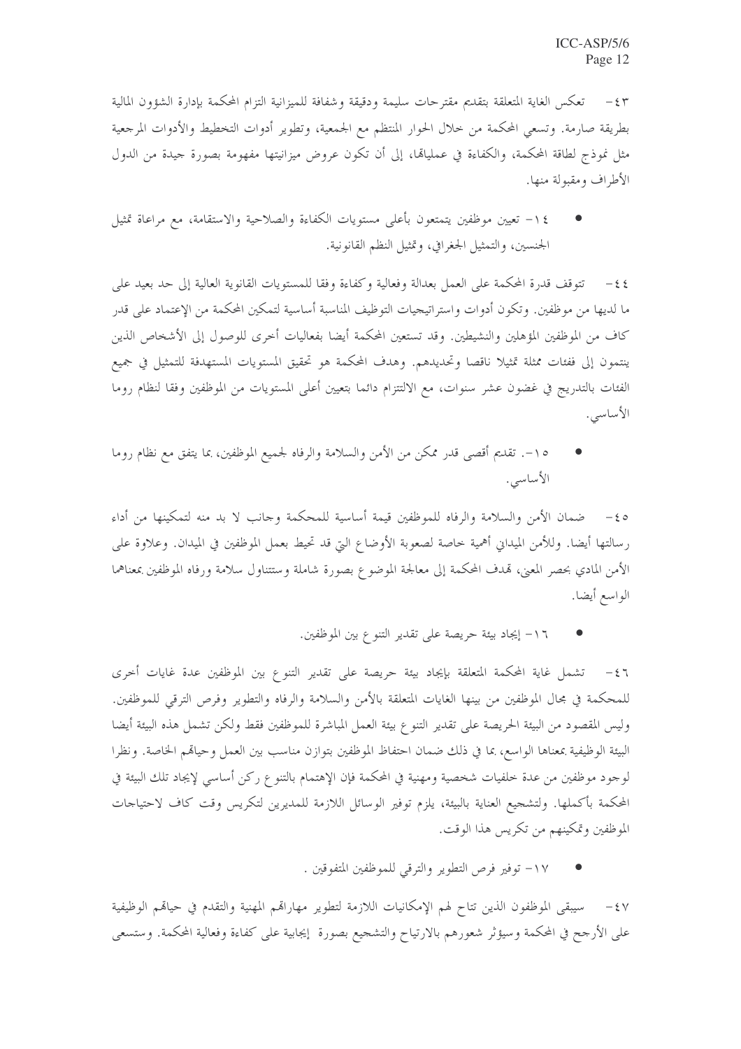٤٣- تعكس الغاية المتعلقة بتقديم مقترحات سليمة ودقيقة وشفافة للميزانية التزام المحكمة بإدارة الشؤون المالية بطريقة صارمة. وتسعى المحكمة من خلال الحوار المنتظم مع الجمعية، وتطوير أدوات التخطيط والأدوات المرجعية مثل نموذج لطاقة المحكمة، والكفاءة في عملياتها، إلى أن تكون عروض ميزانيتها مفهومة بصورة جيدة من الدول الأطراف ومقبولة منها.

- ١٤- تعيين موظفين يتمتعون بأعلى مستويات الكفاءة والصلاحية والاستقامة، مع مراعاة تمثيل الجنسين، والتمثيل الجغرافي، وتمثيل النظم القانونية.

٤٤- تتوقف قدرة المحكمة على العمل بعدالة وفعالية وكفاءة وفقا للمستويات القانونية العالية إلى حد بعيد على ما لديها من موظفين. وتكون أدوات واستراتيجيات التوظيف المناسبة أساسية لتمكين المحكمة من الإعتماد على قدر كاف من الموظفين المؤهلين والنشيطين. وقد تستعين المحكمة أيضا بفعاليات أخرى للوصول إلى الأشخاص الذين ينتمون إلى فئات ممثلة تمثيلا ناقصا وتحديدهم. وهدف المحكمة هو تحقيق المستويات المستهدفة للتمثيل في جميع الفئات بالتدريج في غضون عشر سنوات، مع الالتزام دائما بتعيين أعلى المستويات من الموظفين وفقا لنظام روما الأساسي.

- ١٥-. تقديم أقصى قدر ممكن من الأمن والسلامة والرفاه لجميع الموظفين، بما يتفق مع نظام روما الأساسي.

٤٥- ضمان الأمن والسلامة والرفاه للموظفين قيمة أساسية للمحكمة وجانب لا بد منه لتمكينها من أداء رسالتها أيضا. وللأمن الميداني أهمية خاصة لصعوبة الأوضاع التي قد تحيط بعمل الموظفين في الميدان. وعلاوة على الأمن المادي بحصر المعنى، تهدف المحكمة إلى معالجة الموضوع بصورة شاملة وستتناول سلامة ورفاه الموظفين بمعناهما الواسع أيضا.

- ١٦- إيجاد بيئة حريصة على تقدير التنوع بين الموظفين.

٤٦- تشمل غاية المحكمة المتعلقة بإيجاد بيئة حريصة على تقدير التنوع بين الموظفين عدة غايات أخرى للمحكمة في مجال الموظفين من بينها الغايات المتعلقة بالأمن والسلامة والرفاه والتطوير وفرص الترقي للموظفين. وليس المقصود من البيئة الحريصة على تقدير التنوع بيئة العمل المباشرة للموظفين فقط ولكن تشمل هذه البيئة أيضا البيئة الوظيفية بمعناها الواسع، بما في ذلك ضمان احتفاظ الموظفين بتوازن مناسب بين العمل وحياتهم الخاصة. ونظرا لوجود موظفين من عدة خلفيات شخصية ومهنية في المحكمة فإن الإهتمام بالتنوع ركن أساسي لإيجاد تلك البيئة في المحكمة بأكملها. ولتشجيع العناية بالبيئة، يلزم توفير الوسائل اللازمة للمديرين لتكريس وقت كاف لاحتياجات الموظفين وتمكينهم من تكريس هذا الوقت.

- ١٧- توفير فرص التطوير والترقي للموظفين المتفوقين .

٤٧- سيبقى الموظفون الذين تتاح لهم الإمكانيات اللازمة لتطوير مهاراتهم المهنية والتقدم في حياتهم الوظيفية على الأرجح في المحكمة وسيؤثر شعورهم بالارتياح والتشجيع بصورة إيجابية على كفاءة وفعالية المحكمة. وستسعى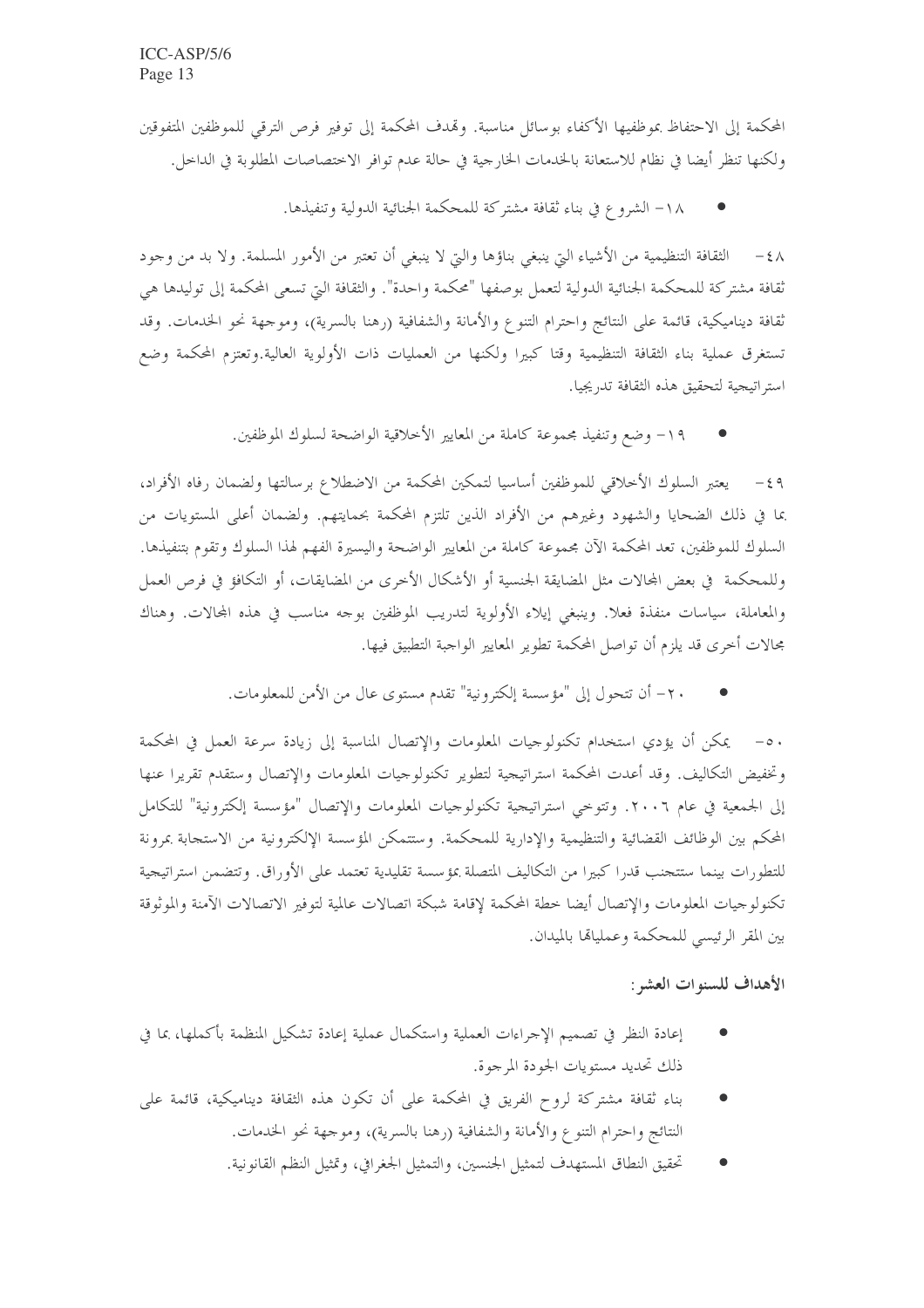المحكمة إلى الاحتفاظ بموظفيها الأكفاء بوسائل مناسبة. وتهدف المحكمة إلى توفير فرص الترقي للموظفين المتفوقين ولكنها تنظر أيضا في نظام للاستعانة بالخدمات الخارجية في حالة عدم توافر الاختصاصات المطلوبة في الداخل.

- ١٨- الشروع في بناء ثقافة مشتركة للمحكمة الجنائية الدولية وتنفيذها.

٤٨- الثقافة التنظيمية من الأشياء التي ينبغي بناؤها والتي لا ينبغي أن تعتبر من الأمور المسلمة. ولا بد من وجود ثقافة مشتركة للمحكمة الجنائية الدولية لتعمل بوصفها "محكمة واحدة". والثقافة التي تسعى المحكمة إلى توليدها هي ثقافة ديناميكية، قائمة على النتائج واحترام التنوع والأمانة والشفافية (رهنا بالسرية)، وموجهة نحو الخدمات. وقد تستغرق عملية بناء الثقافة التنظيمية وقتا كبيرا ولكنها من العمليات ذات الأولوية العالية.وتعتزم المحكمة وضع استراتيجية لتحقيق هذه الثقافة تدريجيا.

- ١٩- وضع وتنفيذ مجموعة كاملة من المعايير الأخلاقية الواضحة لسلوك الموظفين.

٤٩- يعتبر السلوك الأخلاقي للموظفين أساسيا لتمكين المحكمة من الاضطلاع برسالتها ولضمان رفاه الأفراد، بما في ذلك الضحايا والشهود وغيرهم من الأفراد الذين تلتزم المحكمة بحمايتهم. ولضمان أعلى المستويات من السلوك للموظفين، تعد المحكمة الآن مجموعة كاملة من المعايير الواضحة واليسيرة الفهم لهذا السلوك وتقوم بتنفيذها. وللمحكمة في بعض المجالات مثل المضايقة الجنسية أو الأشكال الأخرى من المضايقات، أو التكافؤ في فرص العمل والمعاملة، سياسات منفذة فعلا. وينبغي إيلاء الأولوية لتدريب الموظفين بوجه مناسب في هذه المجالات. وهناك مجالات أخرى قد يلزم أن تواصل المحكمة تطوير المعايير الواجبة التطبيق فيها.

- ٢٠- أن تتحول إلى "مؤسسة إلكترونية" تقدم مستوى عال من الأمن للمعلومات.

٥٠- يمكن أن يؤدي استخدام تكنولوجيات المعلومات والإتصال المناسبة إلى زيادة سرعة العمل في المحكمة وتخفيض التكاليف. وقد أعدت المحكمة استراتيجية لتطوير تكنولوجيات المعلومات والإتصال وستقدم تقريرا عنها إلى الجمعية في عام ٢٠٠٦. وتتوخى استراتيجية تكنولوجيات المعلومات والإتصال "مؤسسة إلكترونية" للتكامل المحكم بين الوظائف القضائية والتنظيمية والإدارية للمحكمة. وستتمكن المؤسسة الإلكترونية من الاستجابة بمرونة للتطورات بينما ستتجنب قدرا كبيرا من التكاليف المتصلة بمؤسسة تقليدية تعتمد على الأوراق. وتتضمن استراتيجية تكنولوجيات المعلومات والإتصال أيضا خطة المحكمة لإقامة شبكة اتصالات عالمية لتوفير الاتصالات الآمنة والموثوقة بين المقر الرئيسي للمحكمة وعملياتها بالميدان.

**الأهداف للسنوات العشر:**

- إعادة النظر في تصميم الإجراءات العملية واستكمال عملية إعادة تشكيل المنظمة بأكملها، بما في ذلك تحديد مستويات الجودة المرجوة.
- بناء ثقافة مشتركة لروح الفريق في المحكمة على أن تكون هذه الثقافة ديناميكية، قائمة على النتائج واحترام التنوع والأمانة والشفافية (رهنا بالسرية)، وموجهة نحو الخدمات.
- تحقيق النطاق المستهدف لتمثيل الجنسين، والتمثيل الجغرافي، وتمثيل النظم القانونية.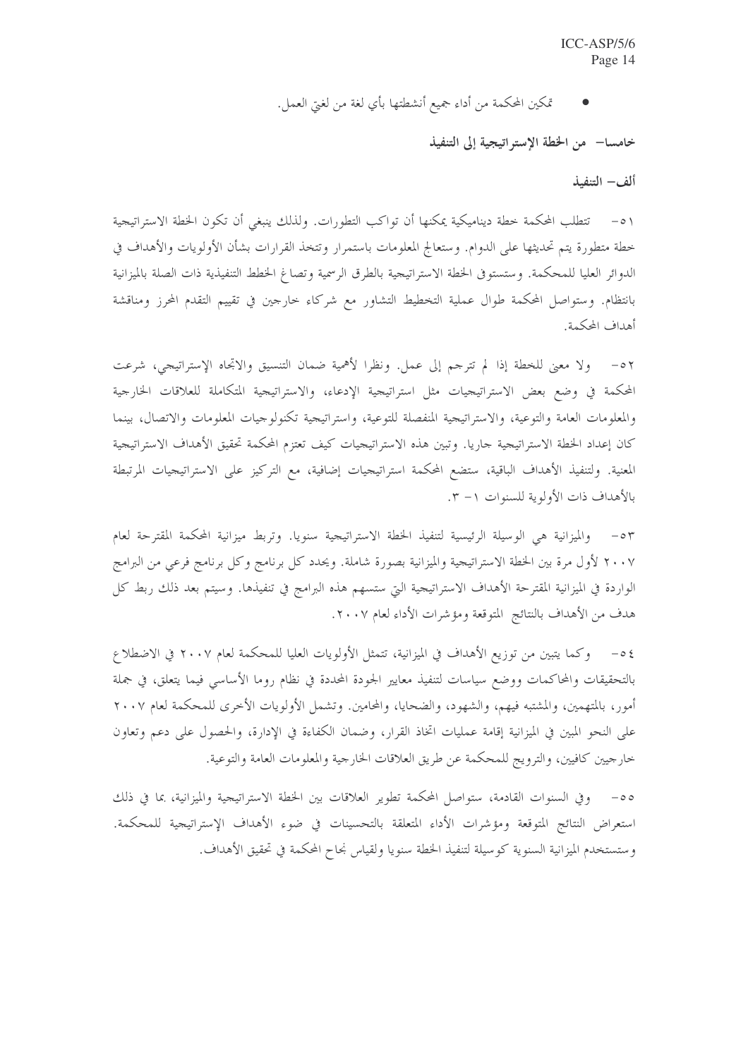- تمكين المحكمة من أداء جميع أنشطتها بأي لغة من لغتي العمل.

## خامسا– من الخطة الإستراتيجية إلى التنفيذ

### ألف– التنفيذ

٥١- تتطلب المحكمة خطة دينامية يمكنها أن تواكب التطورات. ولذلك ينبغي أن تكون الخطة الاستراتيجية خطة متطورة يتم تحديثها على الدوام. وستعالج المعلومات باستمرار وتتخذ القرارات بشأن الأولويات والأهداف في الدوائر العليا للمحكمة. وستستوفى الخطة الاستراتيجية بالطرق الرسمية وتصاغ الخطط التنفيذية ذات الصلة بالميزانية بانتظام. وستواصل المحكمة طوال عملية التخطيط التشاور مع شركاء خارجين في تقييم التقدم المحرز ومناقشة أهداف المحكمة.

٥٢- ولا معنى للخطة إذا لم تترجم إلى عمل. ونظرا لأهمية ضمان التنسيق والاتجاه الإستراتيجي، شرعت المحكمة في وضع بعض الاستراتيجيات مثل استراتيجية الإدعاء، والاستراتيجية المتكاملة للعلاقات الخارجية والمعلومات العامة والتوعية، والاستراتيجية المنفصلة للتوعية، واستراتيجية تكنولوجيات المعلومات والاتصال، بينما كان إعداد الخطة الاستراتيجية جاريا. وتبين هذه الاستراتيجيات كيف تعتزم المحكمة تحقيق الأهداف الاستراتيجية المعنية. ولتنفيذ الأهداف الباقية، ستضع المحكمة استراتيجيات إضافية، مع التركيز على الاستراتيجيات المرتبطة بالأهداف ذات الأولوية للسنوات ١- ٣.

٥٣- والميزانية هي الوسيلة الرئيسية لتنفيذ الخطة الاستراتيجية سنويا. وتربط ميزانية المحكمة المقترحة لعام ٢٠٠٧ لأول مرة بين الخطة الاستراتيجية والميزانية بصورة شاملة. ويحدد كل برنامج وكل برنامج فرعي من البرامج الواردة في الميزانية المقترحة الأهداف الاستراتيجية التي ستسهم هذه البرامج في تنفيذها. وسيتم بعد ذلك ربط كل هدف من الأهداف بالنتائج المتوقعة ومؤشرات الأداء لعام ٢٠٠٧.

٥٤- وكما يتبين من توزيع الأهداف في الميزانية، تتمثل الأولويات العليا للمحكمة لعام ٢٠٠٧ في الاضطلاع بالتحقيقات والمحاكمات ووضع سياسات لتنفيذ معايير الجودة المحددة في نظام روما الأساسي فيما يتعلق، في جملة أمور، بالمتهمين، والمشتبه فيهم، والشهود، والضحايا، والمحامين. وتشمل الأولويات الأخرى للمحكمة لعام ٢٠٠٧ على النحو المبين في الميزانية إقامة عمليات اتخاذ القرار، وضمان الكفاءة في الإدارة، والحصول على دعم وتعاون خارجيين كافيين، والترويج للمحكمة عن طريق العلاقات الخارجية والمعلومات العامة والتوعية.

٥٥- وفي السنوات القادمة، ستواصل المحكمة تطوير العلاقات بين الخطة الاستراتيجية والميزانية، بما في ذلك استعراض النتائج المتوقعة ومؤشرات الأداء المتعلقة بالتحسينات في ضوء الأهداف الإستراتيجية للمحكمة. وستستخدم الميزانية السنوية كوسيلة لتنفيذ الخطة سنويا ولقياس نجاح المحكمة في تحقيق الأهداف.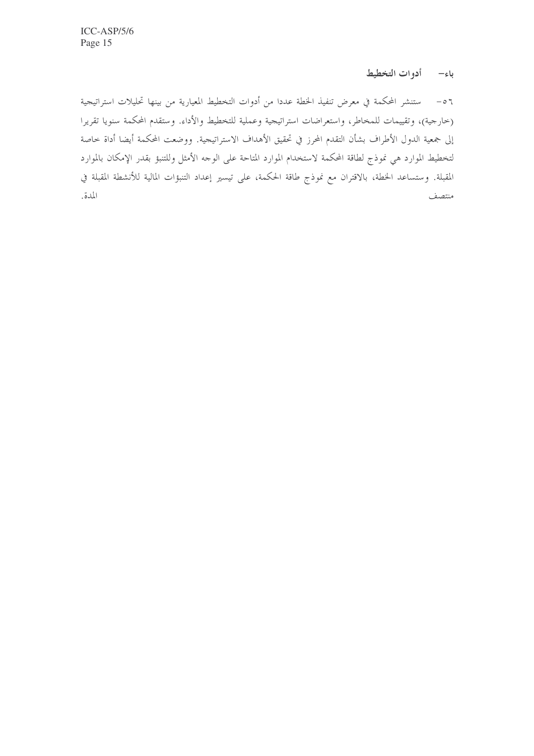## باء- أدوات التخطيط

٥٦- ستنشر المحكمة في معرض تنفيذ الخطة عددا من أدوات التخطيط المعيارية من بينها تحليلات استراتيجية (خارجية)، وتقييمات للمخاطر، واستعراضات استراتيجية وعملية للتخطيط والأداء. وستقدم المحكمة سنويا تقريرا إلى جمعية الدول الأطراف بشأن التقدم المحرز في تحقيق الأهداف الاستراتيجية. ووضعت المحكمة أيضا أداة خاصة لتخطيط الموارد هي نموذج لطاقة المحكمة لاستخدام الموارد المتاحة على الوجه الأمثل وللتنبؤ بقدر الإمكان بالموارد المقبلة. وستساعد الخطة، بالاقتران مع نموذج طاقة الحكمة، على تيسير إعداد التنبؤات المالية للأنشطة المقبلة في منتصف المدة.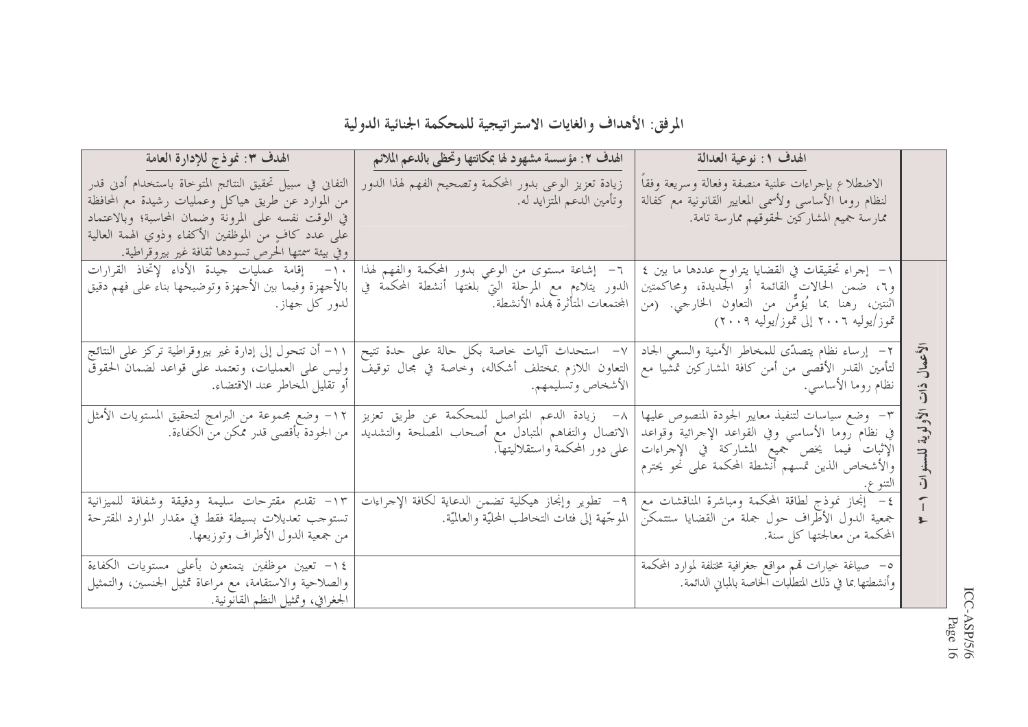## المرفق: الأهداف والغايات الاستراتيجية للمحكمة الجنائية الدولية

| | الهدف ١: نوعية العدالة | الهدف ٢: مؤسسة مشهود لها بمكانتها وتحظى بالدعم الملائم | الهدف ٣: نموذج للإدارة العامة |
|---|---|---|---|
| | الاضطلاع بإجراءات علنية منصفة وفعالة وسريعة وفقاً لنظام روما الأساسي ولأسمى المعايير القانونية مع كفالة ممارسة جميع المشاركين لحقوقهم ممارسة تامة. | زيادة تعزيز الوعي بدور المحكمة وتصحيح الفهم لهذا الدور وتأمين الدعم المتزايد له. | التفاني في سبيل تحقيق النتائج المتوخاة باستخدام أدنى قدر من الموارد عن طريق هياكل وعمليات رشيدة مع المحافظة في الوقت نفسه على المرونة وضمان المحاسبة؛ وبالاعتماد على عدد كافٍ من الموظفين الأكفاء وذوي الهمة العالية وفي بيئة سمتها الحرص تسودها ثقافة غير بيروقراطية. |
| الأعمال ذات الأولوية للسنوات ١ - ٣ | ١- إجراء تحقيقات في القضايا يتراوح عددها ما بين ٤ و٦، ضمن الحالات القائمة أو الجديدة، ومحاكمتين اثنتين، رهنا بما يُؤمَّن من التعاون الخارجي. (من تموز/يوليه ٢٠٠٦ إلى تموز/يوليه ٢٠٠٩) | ٦- إشاعة مستوى من الوعي بدور المحكمة والفهم لهذا الدور يتلاءم مع المرحلة التي بلغتها أنشطة المحكمة في المجتمعات المتأثرة بهذه الأنشطة. | ١٠- إقامة عمليات جيدة الأداء لإتخاذ القرارات بالأجهزة وفيما بين الأجهزة وتوضيحها بناء على فهم دقيق لدور كل جهاز. |
| | ٢- إرساء نظام يتصدّى للمخاطر الأمنية والسعي الجاد لتأمين القدر الأقصى من أمن كافة المشاركين تمشيا مع نظام روما الأساسي. | ٧- استحداث آليات خاصة بكل حالة على حدة تتيح التعاون اللازم بمختلف أشكاله، وخاصة في مجال توقيف الأشخاص وتسليمهم. | ١١- أن تتحول إلى إدارة غير بيروقراطية تركز على النتائج وليس على العمليات، وتعتمد على قواعد لضمان الحقوق أو تقليل المخاطر عند الاقتضاء. |
| | ٣- وضع سياسات لتنفيذ معايير الجودة المنصوص عليها في نظام روما الأساسي وفي القواعد الإجرائية وقواعد الإثبات فيما يخص جميع المشاركة في الإجراءات والأشخاص الذين تمسهم أنشطة المحكمة على نحو يحترم التنوع. | ٨- زيادة الدعم المتواصل للمحكمة عن طريق تعزيز الاتصال والتفاهم المتبادل مع أصحاب المصلحة والتشديد على دور المحكمة واستقلاليتها. | ١٢- وضع مجموعة من البرامج لتحقيق المستويات الأمثل من الجودة بأقصى قدر ممكن من الكفاءة. |
| | ٤- إنجاز نموذج لطاقة المحكمة ومباشرة المناقشات مع جمعية الدول الأطراف حول جملة من القضايا ستتمكن المحكمة من معالجتها كل سنة. | ٩- تطوير وإنجاز هيكلية تضمن الدعاية لكافة الإجراءات الموجّهة إلى فئات التخاطب المحليّة والعالميّة. | ١٣- تقديم مقترحات سليمة ودقيقة وشفافة للميزانية تستوجب تعديلات بسيطة فقط في مقدار الموارد المقترحة من جمعية الدول الأطراف وتوزيعها. |
| | ٥- صياغة خيارات تهم مواقع جغرافية مختلفة لموارد المحكمة وأنشطتها بما في ذلك المتطلبات الخاصة بالمباني الدائمة. | | ١٤- تعيين موظفين يتمتعون بأعلى مستويات الكفاءة والصلاحية والاستقامة، مع مراعاة تمثيل الجنسين، والتمثيل الجغرافي، وتمثيل النظم القانونية. |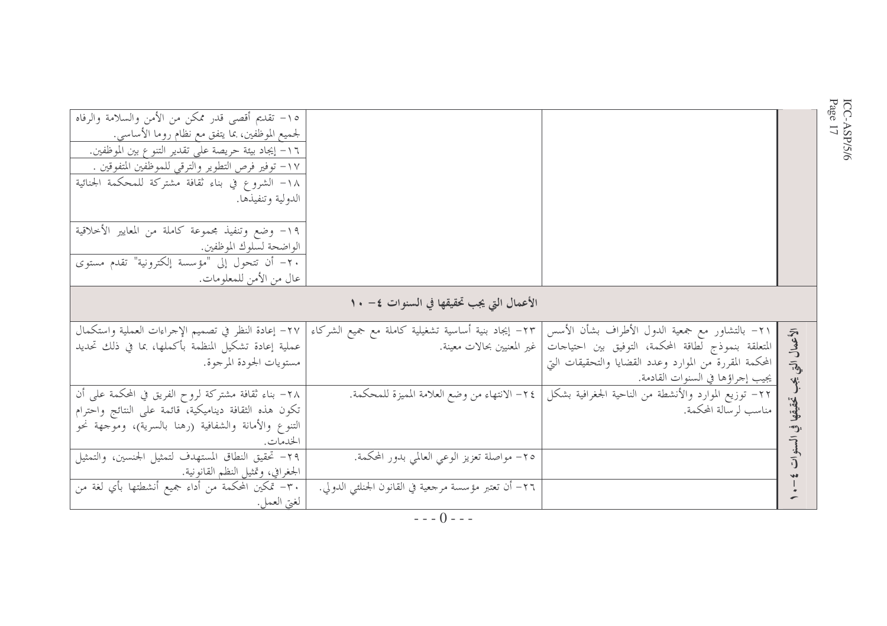| | | | |
|---|---|---|---|
| | | | ١٥- تقديم أقصى قدر ممكن من الأمن والسلامة والرفاه لجميع الموظفين، بما يتفق مع نظام روما الأساسي. |
| | | | ١٦- إيجاد بيئة حريصة على تقدير التنوع بين الموظفين. |
| | | | ١٧- توفير فرص التطوير والترقي للموظفين المتفوقين . |
| | | | ١٨- الشروع في بناء ثقافة مشتركة للمحكمة الجنائية الدولية وتنفيذها. |
| | | | ١٩- وضع وتنفيذ مجموعة كاملة من المعايير الأخلاقية الواضحة لسلوك الموظفين. |
| | | | ٢٠- أن تتحول إلى "مؤسسة إلكترونية" تقدم مستوى عال من الأمن للمعلومات. |
| **الأعمال التي يجب تحقيقها في السنوات ٤- ١٠** | | | |
| الأعمال التي يجب تحقيقها في السنوات ٤ - ١٠ | ٢١- بالتشاور مع جمعية الدول الأطراف بشأن الأسس المتعلقة بنموذج لطاقة المحكمة، التوفيق بين احتياجات المحكمة المقررة من الموارد وعدد القضايا والتحقيقات التي يجيب إجراؤها في السنوات القادمة. | ٢٣- إيجاد بنية أساسية تشغيلية كاملة مع جميع الشركاء غير المعنيين بحالات معينة. | ٢٧- إعادة النظر في تصميم الإجراءات العملية واستكمال عملية إعادة تشكيل المنظمة بأكملها، بما في ذلك تحديد مستويات الجودة المرجوة. |
| | ٢٢- توزيع الموارد والأنشطة من الناحية الجغرافية بشكل مناسب لرسالة المحكمة. | ٢٤- الانتهاء من وضع العلامة المميزة للمحكمة. | ٢٨- بناء ثقافة مشتركة لروح الفريق في المحكمة على أن تكون هذه الثقافة ديناميكية، قائمة على النتائج واحترام التنوع والأمانة والشفافية (رهنا بالسرية)، وموجهة نحو الخدمات. |
| | | ٢٥- مواصلة تعزيز الوعي العالمي بدور المحكمة. | ٢٩- تحقيق النطاق المستهدف لتمثيل الجنسين، والتمثيل الجغرافي، وتمثيل النظم القانونية. |
| | | ٢٦- أن تعتبر مؤسسة مرجعية في القانون الجنائي الدولي. | ٣٠- تمكين المحكمة من أداء جميع أنشطتها بأي لغة من لغتي العمل. |

- - - 0 - - -